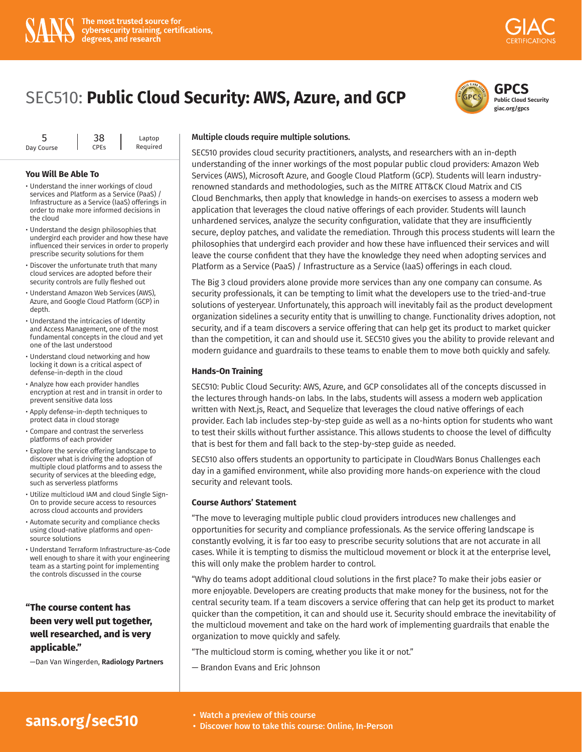SANS — The most trusted source for cybersecurity training, certifications, degrees, and research

GIAC CERTIFICATIONS

# SEC510: **Public Cloud Security: AWS, Azure, and GCP**

**GPCS**
**Public Cloud Security**
**giac.org/gpcs**

| 5 Day Course | 38 CPEs | Laptop Required |
|---|---|---|

### You Will Be Able To

- Understand the inner workings of cloud services and Platform as a Service (PaaS) / Infrastructure as a Service (IaaS) offerings in order to make more informed decisions in the cloud
- Understand the design philosophies that undergird each provider and how these have influenced their services in order to properly prescribe security solutions for them
- Discover the unfortunate truth that many cloud services are adopted before their security controls are fully fleshed out
- Understand Amazon Web Services (AWS), Azure, and Google Cloud Platform (GCP) in depth.
- Understand the intricacies of Identity and Access Management, one of the most fundamental concepts in the cloud and yet one of the last understood
- Understand cloud networking and how locking it down is a critical aspect of defense-in-depth in the cloud
- Analyze how each provider handles encryption at rest and in transit in order to prevent sensitive data loss
- Apply defense-in-depth techniques to protect data in cloud storage
- Compare and contrast the serverless platforms of each provider
- Explore the service offering landscape to discover what is driving the adoption of multiple cloud platforms and to assess the security of services at the bleeding edge, such as serverless platforms
- Utilize multicloud IAM and cloud Single Sign-On to provide secure access to resources across cloud accounts and providers
- Automate security and compliance checks using cloud-native platforms and open-source solutions
- Understand Terraform Infrastructure-as-Code well enough to share it with your engineering team as a starting point for implementing the controls discussed in the course

**"The course content has been very well put together, well researched, and is very applicable."**

—Dan Van Wingerden, **Radiology Partners**

### Multiple clouds require multiple solutions.

SEC510 provides cloud security practitioners, analysts, and researchers with an in-depth understanding of the inner workings of the most popular public cloud providers: Amazon Web Services (AWS), Microsoft Azure, and Google Cloud Platform (GCP). Students will learn industry-renowned standards and methodologies, such as the MITRE ATT&CK Cloud Matrix and CIS Cloud Benchmarks, then apply that knowledge in hands-on exercises to assess a modern web application that leverages the cloud native offerings of each provider. Students will launch unhardened services, analyze the security configuration, validate that they are insufficiently secure, deploy patches, and validate the remediation. Through this process students will learn the philosophies that undergird each provider and how these have influenced their services and will leave the course confident that they have the knowledge they need when adopting services and Platform as a Service (PaaS) / Infrastructure as a Service (IaaS) offerings in each cloud.

The Big 3 cloud providers alone provide more services than any one company can consume. As security professionals, it can be tempting to limit what the developers use to the tried-and-true solutions of yesteryear. Unfortunately, this approach will inevitably fail as the product development organization sidelines a security entity that is unwilling to change. Functionality drives adoption, not security, and if a team discovers a service offering that can help get its product to market quicker than the competition, it can and should use it. SEC510 gives you the ability to provide relevant and modern guidance and guardrails to these teams to enable them to move both quickly and safely.

### Hands-On Training

SEC510: Public Cloud Security: AWS, Azure, and GCP consolidates all of the concepts discussed in the lectures through hands-on labs. In the labs, students will assess a modern web application written with Next.js, React, and Sequelize that leverages the cloud native offerings of each provider. Each lab includes step-by-step guide as well as a no-hints option for students who want to test their skills without further assistance. This allows students to choose the level of difficulty that is best for them and fall back to the step-by-step guide as needed.

SEC510 also offers students an opportunity to participate in CloudWars Bonus Challenges each day in a gamified environment, while also providing more hands-on experience with the cloud security and relevant tools.

### Course Authors' Statement

"The move to leveraging multiple public cloud providers introduces new challenges and opportunities for security and compliance professionals. As the service offering landscape is constantly evolving, it is far too easy to prescribe security solutions that are not accurate in all cases. While it is tempting to dismiss the multicloud movement or block it at the enterprise level, this will only make the problem harder to control.

"Why do teams adopt additional cloud solutions in the first place? To make their jobs easier or more enjoyable. Developers are creating products that make money for the business, not for the central security team. If a team discovers a service offering that can help get its product to market quicker than the competition, it can and should use it. Security should embrace the inevitability of the multicloud movement and take on the hard work of implementing guardrails that enable the organization to move quickly and safely.

"The multicloud storm is coming, whether you like it or not."

— Brandon Evans and Eric Johnson

**sans.org/sec510**

- **Watch a preview of this course**
- **Discover how to take this course: Online, In-Person**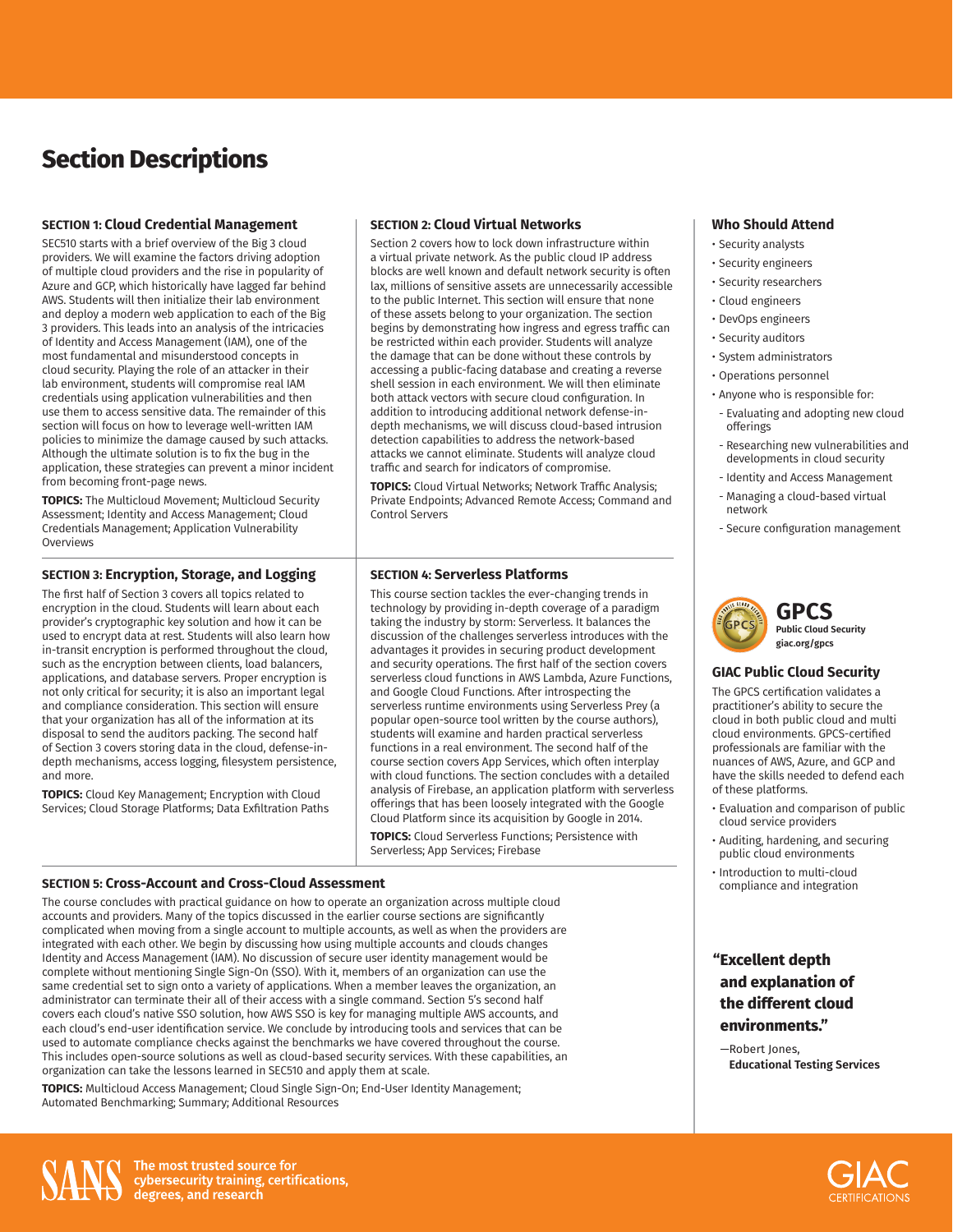# Section Descriptions

### SECTION 1: Cloud Credential Management

SEC510 starts with a brief overview of the Big 3 cloud providers. We will examine the factors driving adoption of multiple cloud providers and the rise in popularity of Azure and GCP, which historically have lagged far behind AWS. Students will then initialize their lab environment and deploy a modern web application to each of the Big 3 providers. This leads into an analysis of the intricacies of Identity and Access Management (IAM), one of the most fundamental and misunderstood concepts in cloud security. Playing the role of an attacker in their lab environment, students will compromise real IAM credentials using application vulnerabilities and then use them to access sensitive data. The remainder of this section will focus on how to leverage well-written IAM policies to minimize the damage caused by such attacks. Although the ultimate solution is to fix the bug in the application, these strategies can prevent a minor incident from becoming front-page news.

**TOPICS:** The Multicloud Movement; Multicloud Security Assessment; Identity and Access Management; Cloud Credentials Management; Application Vulnerability Overviews

### SECTION 2: Cloud Virtual Networks

Section 2 covers how to lock down infrastructure within a virtual private network. As the public cloud IP address blocks are well known and default network security is often lax, millions of sensitive assets are unnecessarily accessible to the public Internet. This section will ensure that none of these assets belong to your organization. The section begins by demonstrating how ingress and egress traffic can be restricted within each provider. Students will analyze the damage that can be done without these controls by accessing a public-facing database and creating a reverse shell session in each environment. We will then eliminate both attack vectors with secure cloud configuration. In addition to introducing additional network defense-in-depth mechanisms, we will discuss cloud-based intrusion detection capabilities to address the network-based attacks we cannot eliminate. Students will analyze cloud traffic and search for indicators of compromise.

**TOPICS:** Cloud Virtual Networks; Network Traffic Analysis; Private Endpoints; Advanced Remote Access; Command and Control Servers

### SECTION 3: Encryption, Storage, and Logging

The first half of Section 3 covers all topics related to encryption in the cloud. Students will learn about each provider's cryptographic key solution and how it can be used to encrypt data at rest. Students will also learn how in-transit encryption is performed throughout the cloud, such as the encryption between clients, load balancers, applications, and database servers. Proper encryption is not only critical for security; it is also an important legal and compliance consideration. This section will ensure that your organization has all of the information at its disposal to send the auditors packing. The second half of Section 3 covers storing data in the cloud, defense-in-depth mechanisms, access logging, filesystem persistence, and more.

**TOPICS:** Cloud Key Management; Encryption with Cloud Services; Cloud Storage Platforms; Data Exfiltration Paths

### SECTION 4: Serverless Platforms

This course section tackles the ever-changing trends in technology by providing in-depth coverage of a paradigm taking the industry by storm: Serverless. It balances the discussion of the challenges serverless introduces with the advantages it provides in securing product development and security operations. The first half of the section covers serverless cloud functions in AWS Lambda, Azure Functions, and Google Cloud Functions. After introspecting the serverless runtime environments using Serverless Prey (a popular open-source tool written by the course authors), students will examine and harden practical serverless functions in a real environment. The second half of the course section covers App Services, which often interplay with cloud functions. The section concludes with a detailed analysis of Firebase, an application platform with serverless offerings that has been loosely integrated with the Google Cloud Platform since its acquisition by Google in 2014.

**TOPICS:** Cloud Serverless Functions; Persistence with Serverless; App Services; Firebase

### SECTION 5: Cross-Account and Cross-Cloud Assessment

The course concludes with practical guidance on how to operate an organization across multiple cloud accounts and providers. Many of the topics discussed in the earlier course sections are significantly complicated when moving from a single account to multiple accounts, as well as when the providers are integrated with each other. We begin by discussing how using multiple accounts and clouds changes Identity and Access Management (IAM). No discussion of secure user identity management would be complete without mentioning Single Sign-On (SSO). With it, members of an organization can use the same credential set to sign onto a variety of applications. When a member leaves the organization, an administrator can terminate their all of their access with a single command. Section 5's second half covers each cloud's native SSO solution, how AWS SSO is key for managing multiple AWS accounts, and each cloud's end-user identification service. We conclude by introducing tools and services that can be used to automate compliance checks against the benchmarks we have covered throughout the course. This includes open-source solutions as well as cloud-based security services. With these capabilities, an organization can take the lessons learned in SEC510 and apply them at scale.

**TOPICS:** Multicloud Access Management; Cloud Single Sign-On; End-User Identity Management; Automated Benchmarking; Summary; Additional Resources

### Who Should Attend

- Security analysts
- Security engineers
- Security researchers
- Cloud engineers
- DevOps engineers
- Security auditors
- System administrators
- Operations personnel
- Anyone who is responsible for:
  - Evaluating and adopting new cloud offerings
  - Researching new vulnerabilities and developments in cloud security
  - Identity and Access Management
  - Managing a cloud-based virtual network
  - Secure configuration management

**GPCS**
**Public Cloud Security**
**giac.org/gpcs**

### GIAC Public Cloud Security

The GPCS certification validates a practitioner's ability to secure the cloud in both public cloud and multi cloud environments. GPCS-certified professionals are familiar with the nuances of AWS, Azure, and GCP and have the skills needed to defend each of these platforms.

- Evaluation and comparison of public cloud service providers
- Auditing, hardening, and securing public cloud environments
- Introduction to multi-cloud compliance and integration

**"Excellent depth and explanation of the different cloud environments."**

—Robert Jones, **Educational Testing Services**

**The most trusted source for cybersecurity training, certifications, degrees, and research**